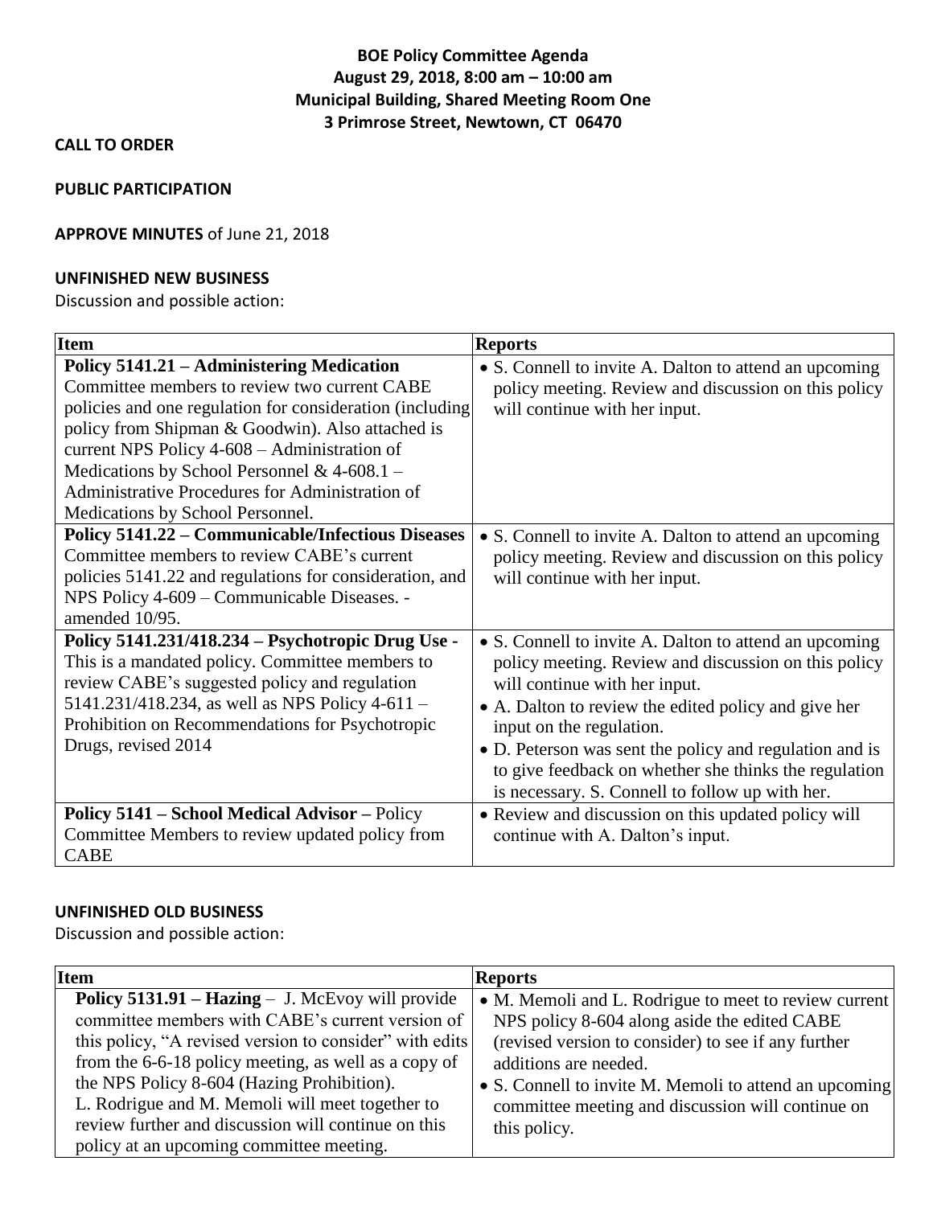# BOE Policy Committee Agenda
## August 29, 2018, 8:00 am – 10:00 am
## Municipal Building, Shared Meeting Room One
## 3 Primrose Street, Newtown, CT 06470

**CALL TO ORDER**

**PUBLIC PARTICIPATION**

**APPROVE MINUTES** of June 21, 2018

**UNFINISHED NEW BUSINESS**

Discussion and possible action:

| Item | Reports |
| --- | --- |
| **Policy 5141.21 – Administering Medication** Committee members to review two current CABE policies and one regulation for consideration (including policy from Shipman & Goodwin). Also attached is current NPS Policy 4-608 – Administration of Medications by School Personnel & 4-608.1 – Administrative Procedures for Administration of Medications by School Personnel. | • S. Connell to invite A. Dalton to attend an upcoming policy meeting. Review and discussion on this policy will continue with her input. |
| **Policy 5141.22 – Communicable/Infectious Diseases** Committee members to review CABE's current policies 5141.22 and regulations for consideration, and NPS Policy 4-609 – Communicable Diseases. - amended 10/95. | • S. Connell to invite A. Dalton to attend an upcoming policy meeting. Review and discussion on this policy will continue with her input. |
| **Policy 5141.231/418.234 – Psychotropic Drug Use -** This is a mandated policy. Committee members to review CABE's suggested policy and regulation 5141.231/418.234, as well as NPS Policy 4-611 – Prohibition on Recommendations for Psychotropic Drugs, revised 2014 | • S. Connell to invite A. Dalton to attend an upcoming policy meeting. Review and discussion on this policy will continue with her input.<br>• A. Dalton to review the edited policy and give her input on the regulation.<br>• D. Peterson was sent the policy and regulation and is to give feedback on whether she thinks the regulation is necessary. S. Connell to follow up with her. |
| **Policy 5141 – School Medical Advisor –** Policy Committee Members to review updated policy from CABE | • Review and discussion on this updated policy will continue with A. Dalton's input. |

**UNFINISHED OLD BUSINESS**

Discussion and possible action:

| Item | Reports |
| --- | --- |
| **Policy 5131.91 – Hazing** – J. McEvoy will provide committee members with CABE's current version of this policy, "A revised version to consider" with edits from the 6-6-18 policy meeting, as well as a copy of the NPS Policy 8-604 (Hazing Prohibition). L. Rodrigue and M. Memoli will meet together to review further and discussion will continue on this policy at an upcoming committee meeting. | • M. Memoli and L. Rodrigue to meet to review current NPS policy 8-604 along aside the edited CABE (revised version to consider) to see if any further additions are needed.<br>• S. Connell to invite M. Memoli to attend an upcoming committee meeting and discussion will continue on this policy. |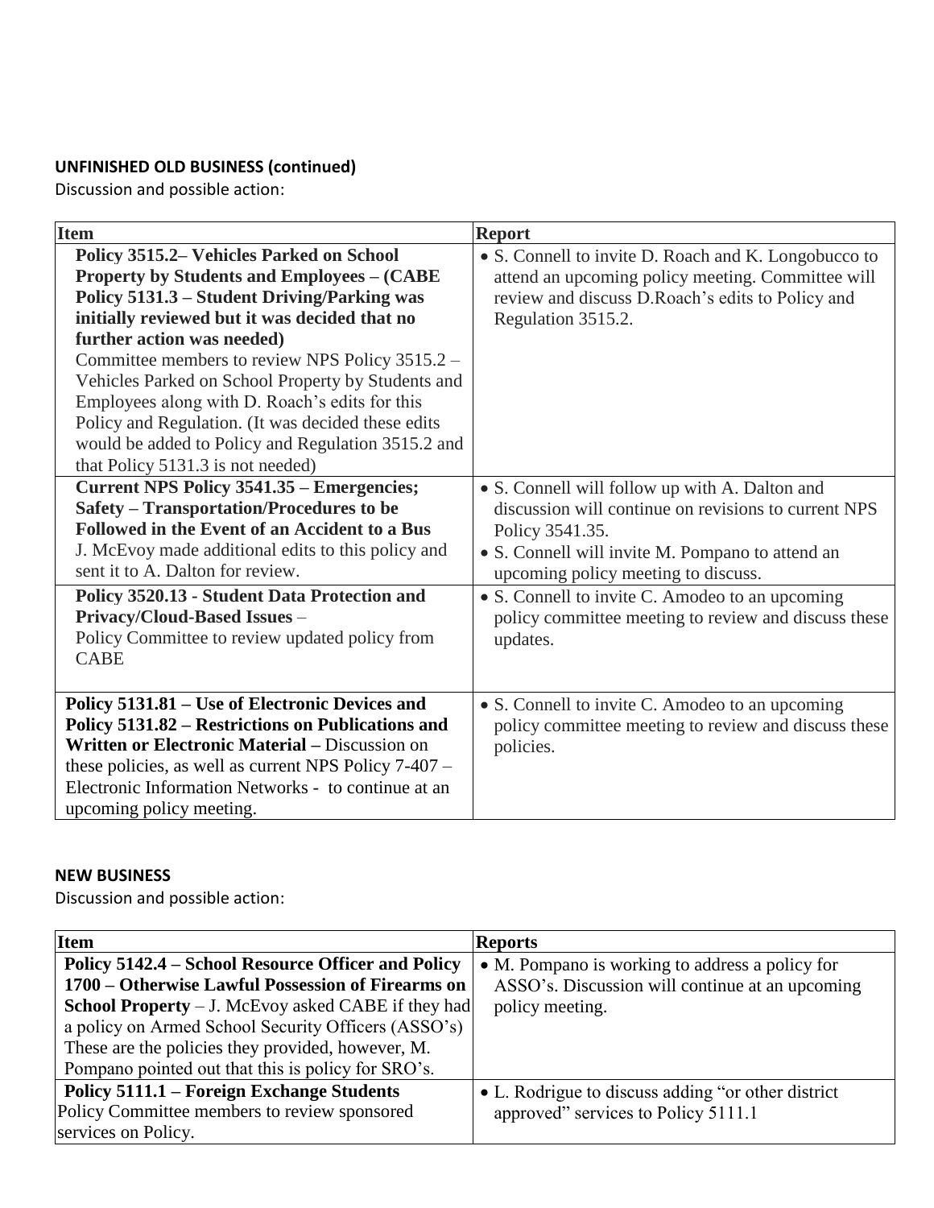**UNFINISHED OLD BUSINESS (continued)**

Discussion and possible action:

| Item | Report |
|---|---|
| **Policy 3515.2– Vehicles Parked on School Property by Students and Employees – (CABE Policy 5131.3 – Student Driving/Parking was initially reviewed but it was decided that no further action was needed)** Committee members to review NPS Policy 3515.2 – Vehicles Parked on School Property by Students and Employees along with D. Roach's edits for this Policy and Regulation. (It was decided these edits would be added to Policy and Regulation 3515.2 and that Policy 5131.3 is not needed) | • S. Connell to invite D. Roach and K. Longobucco to attend an upcoming policy meeting. Committee will review and discuss D.Roach's edits to Policy and Regulation 3515.2. |
| **Current NPS Policy 3541.35 – Emergencies; Safety – Transportation/Procedures to be Followed in the Event of an Accident to a Bus** J. McEvoy made additional edits to this policy and sent it to A. Dalton for review. | • S. Connell will follow up with A. Dalton and discussion will continue on revisions to current NPS Policy 3541.35. • S. Connell will invite M. Pompano to attend an upcoming policy meeting to discuss. |
| **Policy 3520.13 - Student Data Protection and Privacy/Cloud-Based Issues** – Policy Committee to review updated policy from CABE | • S. Connell to invite C. Amodeo to an upcoming policy committee meeting to review and discuss these updates. |
| **Policy 5131.81 – Use of Electronic Devices and Policy 5131.82 – Restrictions on Publications and Written or Electronic Material –** Discussion on these policies, as well as current NPS Policy 7-407 – Electronic Information Networks - to continue at an upcoming policy meeting. | • S. Connell to invite C. Amodeo to an upcoming policy committee meeting to review and discuss these policies. |

**NEW BUSINESS**

Discussion and possible action:

| Item | Reports |
|---|---|
| **Policy 5142.4 – School Resource Officer and Policy 1700 – Otherwise Lawful Possession of Firearms on School Property** – J. McEvoy asked CABE if they had a policy on Armed School Security Officers (ASSO's) These are the policies they provided, however, M. Pompano pointed out that this is policy for SRO's. | • M. Pompano is working to address a policy for ASSO's. Discussion will continue at an upcoming policy meeting. |
| **Policy 5111.1 – Foreign Exchange Students** Policy Committee members to review sponsored services on Policy. | • L. Rodrigue to discuss adding "or other district approved" services to Policy 5111.1 |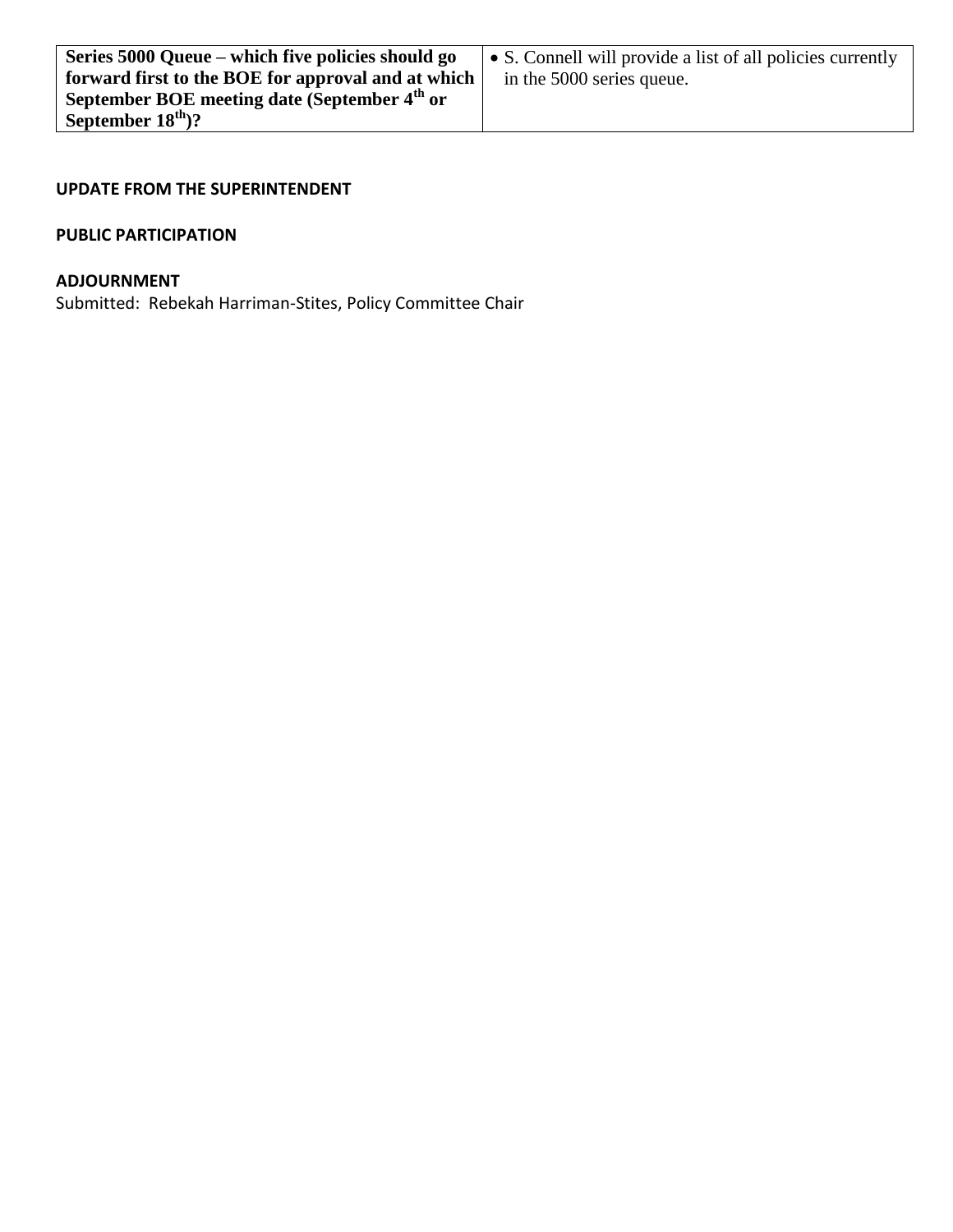| | |
|---|---|
| **Series 5000 Queue – which five policies should go forward first to the BOE for approval and at which September BOE meeting date (September 4th or September 18th)?** | • S. Connell will provide a list of all policies currently in the 5000 series queue. |

**UPDATE FROM THE SUPERINTENDENT**

**PUBLIC PARTICIPATION**

**ADJOURNMENT**

Submitted: Rebekah Harriman-Stites, Policy Committee Chair